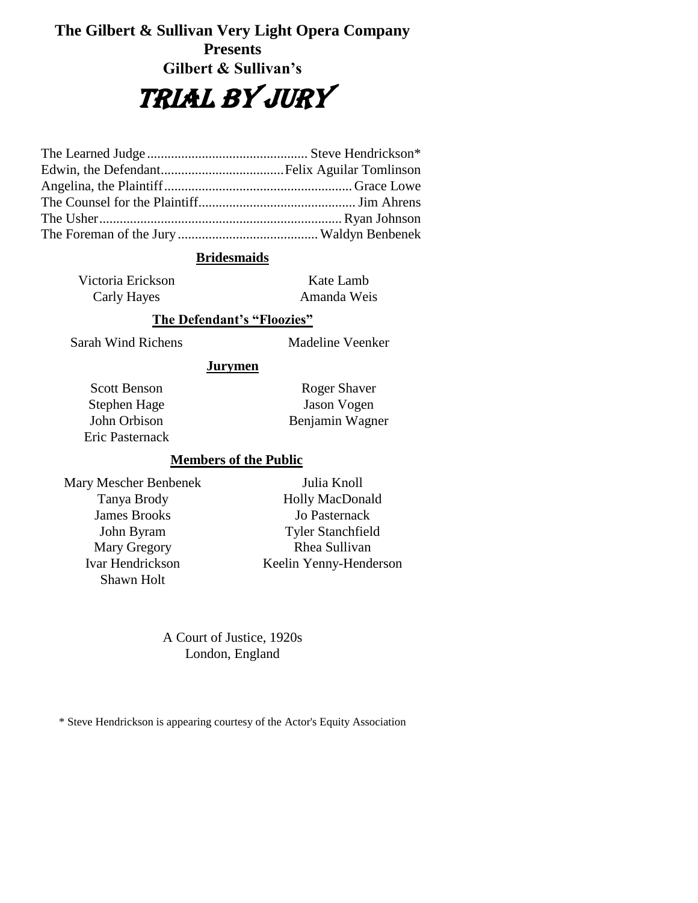**The Gilbert & Sullivan Very Light Opera Company**
**Presents**
**Gilbert & Sullivan's**

# TRIAL BY JURY

The Learned Judge .............................................. Steve Hendrickson*
Edwin, the Defendant.................................... Felix Aguilar Tomlinson
Angelina, the Plaintiff ...................................................... Grace Lowe
The Counsel for the Plaintiff.............................................. Jim Ahrens
The Usher....................................................................... Ryan Johnson
The Foreman of the Jury ......................................... Waldyn Benbenek

## Bridesmaids

Victoria Erickson
Carly Hayes
Kate Lamb
Amanda Weis

## The Defendant's "Floozies"

Sarah Wind Richens
Madeline Veenker

## Jurymen

Scott Benson
Stephen Hage
John Orbison
Eric Pasternack
Roger Shaver
Jason Vogen
Benjamin Wagner

## Members of the Public

Mary Mescher Benbenek
Tanya Brody
James Brooks
John Byram
Mary Gregory
Ivar Hendrickson
Shawn Holt
Julia Knoll
Holly MacDonald
Jo Pasternack
Tyler Stanchfield
Rhea Sullivan
Keelin Yenny-Henderson

A Court of Justice, 1920s
London, England

\* Steve Hendrickson is appearing courtesy of the Actor's Equity Association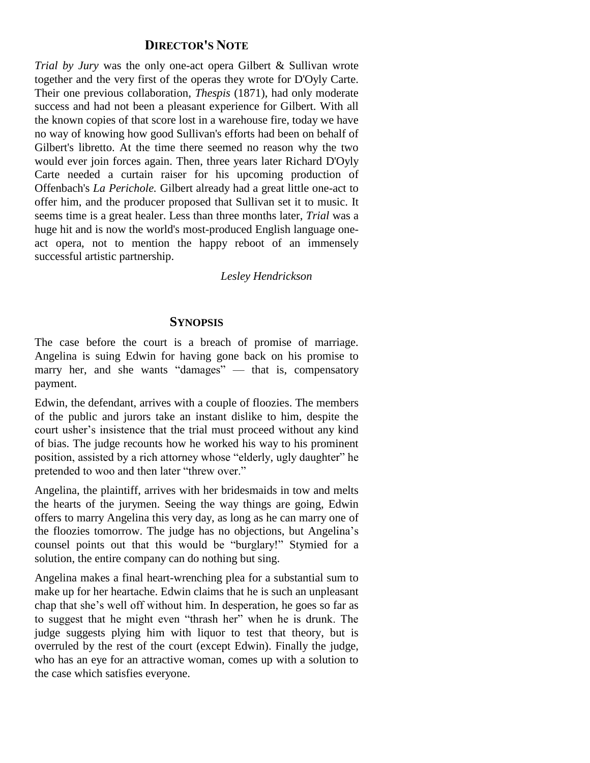## Director's Note

*Trial by Jury* was the only one-act opera Gilbert & Sullivan wrote together and the very first of the operas they wrote for D'Oyly Carte. Their one previous collaboration, *Thespis* (1871), had only moderate success and had not been a pleasant experience for Gilbert. With all the known copies of that score lost in a warehouse fire, today we have no way of knowing how good Sullivan's efforts had been on behalf of Gilbert's libretto. At the time there seemed no reason why the two would ever join forces again. Then, three years later Richard D'Oyly Carte needed a curtain raiser for his upcoming production of Offenbach's *La Perichole.* Gilbert already had a great little one-act to offer him, and the producer proposed that Sullivan set it to music. It seems time is a great healer. Less than three months later, *Trial* was a huge hit and is now the world's most-produced English language one-act opera, not to mention the happy reboot of an immensely successful artistic partnership.

*Lesley Hendrickson*

## Synopsis

The case before the court is a breach of promise of marriage. Angelina is suing Edwin for having gone back on his promise to marry her, and she wants "damages" — that is, compensatory payment.

Edwin, the defendant, arrives with a couple of floozies. The members of the public and jurors take an instant dislike to him, despite the court usher's insistence that the trial must proceed without any kind of bias. The judge recounts how he worked his way to his prominent position, assisted by a rich attorney whose "elderly, ugly daughter" he pretended to woo and then later "threw over."

Angelina, the plaintiff, arrives with her bridesmaids in tow and melts the hearts of the jurymen. Seeing the way things are going, Edwin offers to marry Angelina this very day, as long as he can marry one of the floozies tomorrow. The judge has no objections, but Angelina's counsel points out that this would be "burglary!" Stymied for a solution, the entire company can do nothing but sing.

Angelina makes a final heart-wrenching plea for a substantial sum to make up for her heartache. Edwin claims that he is such an unpleasant chap that she's well off without him. In desperation, he goes so far as to suggest that he might even "thrash her" when he is drunk. The judge suggests plying him with liquor to test that theory, but is overruled by the rest of the court (except Edwin). Finally the judge, who has an eye for an attractive woman, comes up with a solution to the case which satisfies everyone.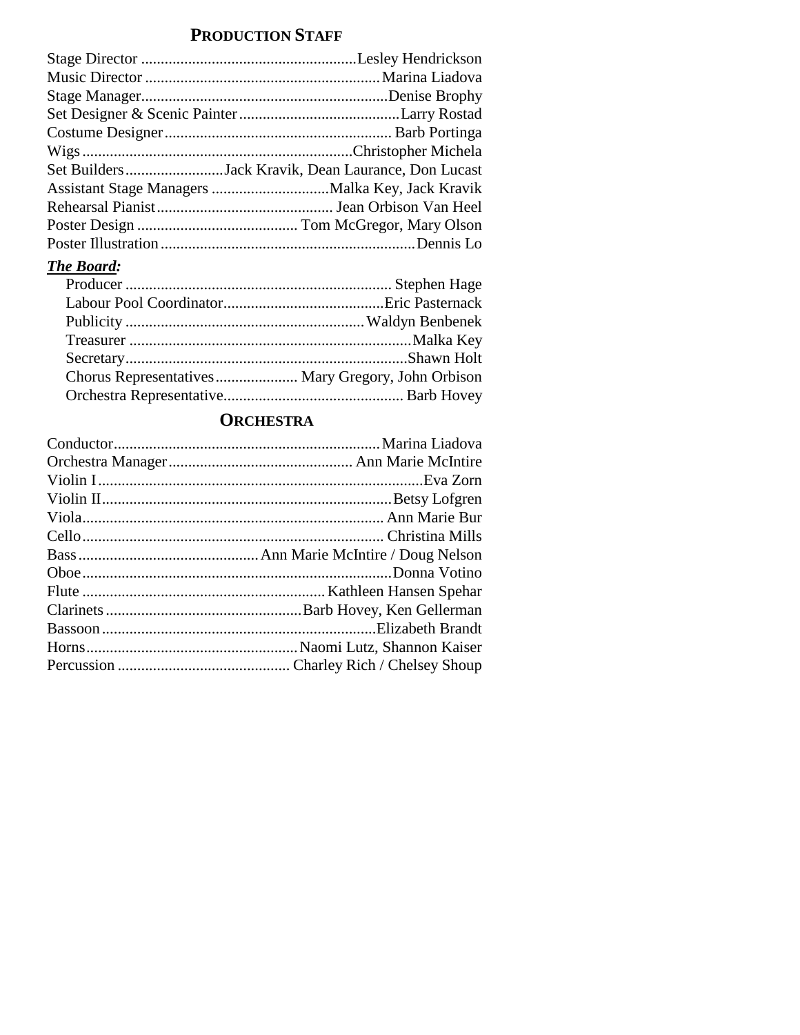## Production Staff

Stage Director ........................................................Lesley Hendrickson
Music Director ........................................................Marina Liadova
Stage Manager........................................................Denise Brophy
Set Designer & Scenic Painter.........................................Larry Rostad
Costume Designer........................................................Barb Portinga
Wigs........................................................Christopher Michela
Set Builders.........................Jack Kravik, Dean Laurance, Don Lucast
Assistant Stage Managers ..............................Malka Key, Jack Kravik
Rehearsal Pianist............................................ Jean Orbison Van Heel
Poster Design ......................................... Tom McGregor, Mary Olson
Poster Illustration........................................................Dennis Lo

***The Board:***

Producer ........................................................ Stephen Hage
Labour Pool Coordinator.........................................Eric Pasternack
Publicity ........................................................Waldyn Benbenek
Treasurer ........................................................Malka Key
Secretary........................................................Shawn Holt
Chorus Representatives..................... Mary Gregory, John Orbison
Orchestra Representative............................................. Barb Hovey

## Orchestra

Conductor........................................................Marina Liadova
Orchestra Manager............................................... Ann Marie McIntire
Violin I........................................................Eva Zorn
Violin II........................................................Betsy Lofgren
Viola........................................................ Ann Marie Bur
Cello........................................................ Christina Mills
Bass.............................................Ann Marie McIntire / Doug Nelson
Oboe........................................................Donna Votino
Flute ........................................................Kathleen Hansen Spehar
Clarinets..................................................Barb Hovey, Ken Gellerman
Bassoon........................................................Elizabeth Brandt
Horns......................................................Naomi Lutz, Shannon Kaiser
Percussion ........................................... Charley Rich / Chelsey Shoup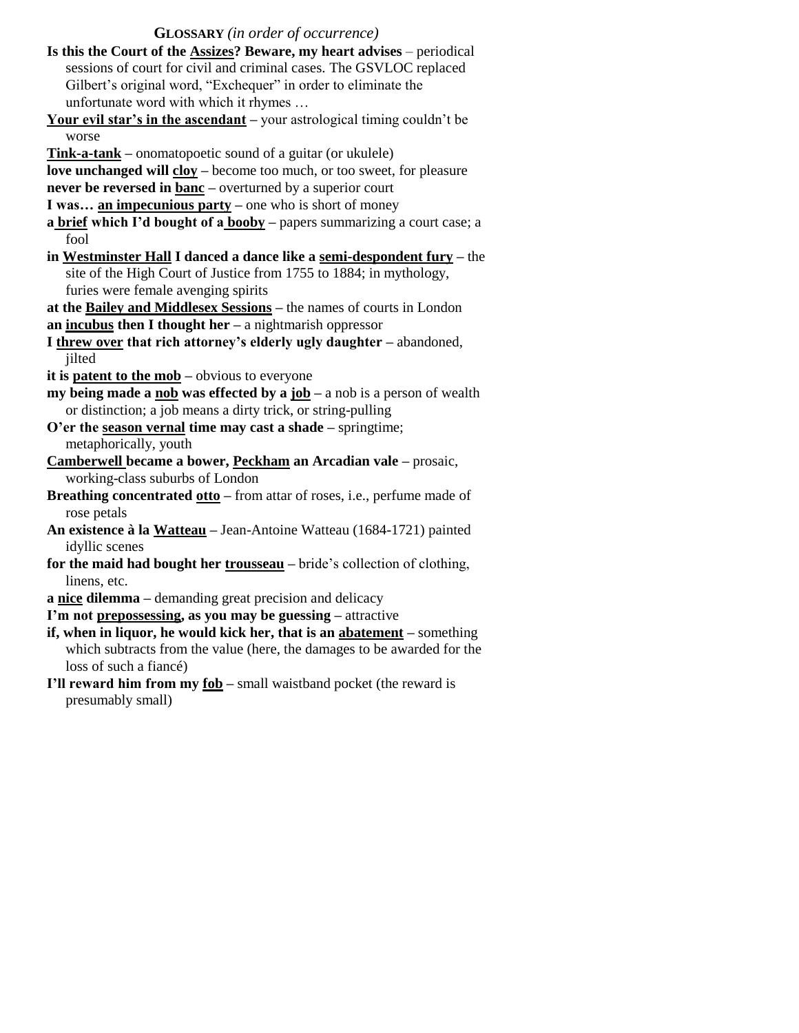## GLOSSARY *(in order of occurrence)*

**Is this the Court of the Assizes? Beware, my heart advises** – periodical sessions of court for civil and criminal cases. The GSVLOC replaced Gilbert's original word, "Exchequer" in order to eliminate the unfortunate word with which it rhymes …

**Your evil star's in the ascendant** – your astrological timing couldn't be worse

**Tink-a-tank** – onomatopoetic sound of a guitar (or ukulele)

**love unchanged will cloy** – become too much, or too sweet, for pleasure

**never be reversed in banc** – overturned by a superior court

**I was… an impecunious party** – one who is short of money

**a brief which I'd bought of a booby** – papers summarizing a court case; a fool

**in Westminster Hall I danced a dance like a semi-despondent fury** – the site of the High Court of Justice from 1755 to 1884; in mythology, furies were female avenging spirits

**at the Bailey and Middlesex Sessions** – the names of courts in London

**an incubus then I thought her** – a nightmarish oppressor

**I threw over that rich attorney's elderly ugly daughter** – abandoned, jilted

**it is patent to the mob** – obvious to everyone

**my being made a nob was effected by a job** – a nob is a person of wealth or distinction; a job means a dirty trick, or string-pulling

**O'er the season vernal time may cast a shade** – springtime; metaphorically, youth

**Camberwell became a bower, Peckham an Arcadian vale** – prosaic, working-class suburbs of London

**Breathing concentrated otto** – from attar of roses, i.e., perfume made of rose petals

**An existence à la Watteau** – Jean-Antoine Watteau (1684-1721) painted idyllic scenes

**for the maid had bought her trousseau** – bride's collection of clothing, linens, etc.

**a nice dilemma** – demanding great precision and delicacy

**I'm not prepossessing, as you may be guessing** – attractive

**if, when in liquor, he would kick her, that is an abatement** – something which subtracts from the value (here, the damages to be awarded for the loss of such a fiancé)

**I'll reward him from my fob** – small waistband pocket (the reward is presumably small)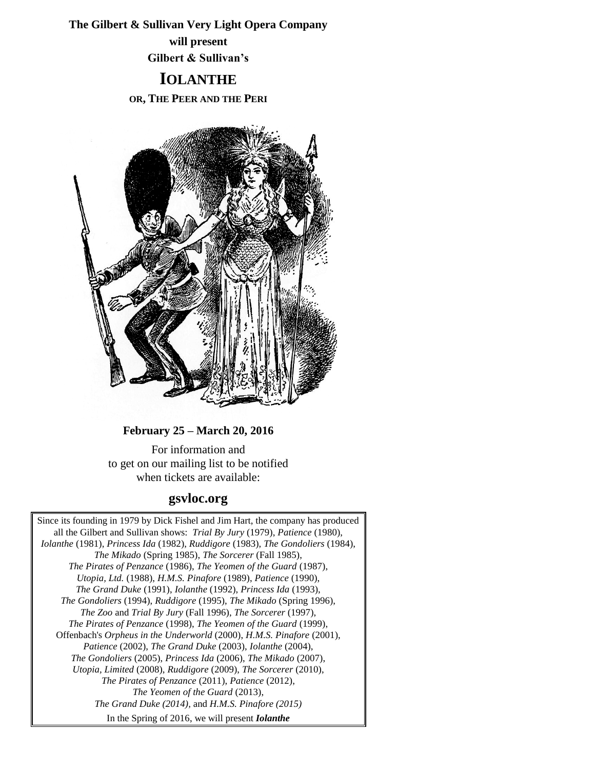**The Gilbert & Sullivan Very Light Opera Company**

**will present**

**Gilbert & Sullivan's**

# IOLANTHE

**OR, THE PEER AND THE PERI**

**February 25 – March 20, 2016**

For information and
to get on our mailing list to be notified
when tickets are available:

## gsvloc.org

Since its founding in 1979 by Dick Fishel and Jim Hart, the company has produced all the Gilbert and Sullivan shows: *Trial By Jury* (1979), *Patience* (1980), *Iolanthe* (1981), *Princess Ida* (1982), *Ruddigore* (1983), *The Gondoliers* (1984), *The Mikado* (Spring 1985), *The Sorcerer* (Fall 1985), *The Pirates of Penzance* (1986), *The Yeomen of the Guard* (1987), *Utopia, Ltd.* (1988), *H.M.S. Pinafore* (1989), *Patience* (1990), *The Grand Duke* (1991), *Iolanthe* (1992), *Princess Ida* (1993), *The Gondoliers* (1994), *Ruddigore* (1995), *The Mikado* (Spring 1996), *The Zoo* and *Trial By Jury* (Fall 1996), *The Sorcerer* (1997), *The Pirates of Penzance* (1998), *The Yeomen of the Guard* (1999), Offenbach's *Orpheus in the Underworld* (2000), *H.M.S. Pinafore* (2001), *Patience* (2002), *The Grand Duke* (2003), *Iolanthe* (2004), *The Gondoliers* (2005), *Princess Ida* (2006), *The Mikado* (2007), *Utopia, Limited* (2008), *Ruddigore* (2009), *The Sorcerer* (2010), *The Pirates of Penzance* (2011), *Patience* (2012), *The Yeomen of the Guard* (2013), *The Grand Duke (2014),* and *H.M.S. Pinafore (2015)*

In the Spring of 2016, we will present ***Iolanthe***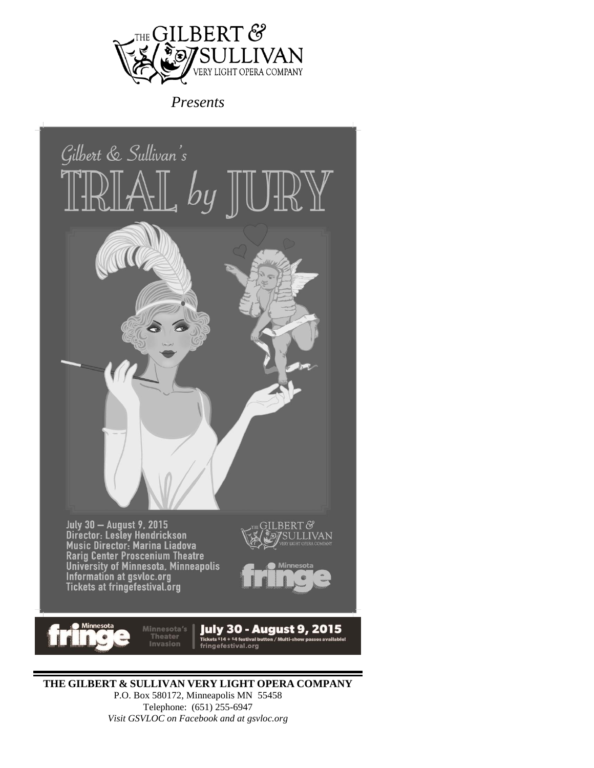THE GILBERT & SULLIVAN VERY LIGHT OPERA COMPANY

*Presents*

Gilbert & Sullivan's

# TRIAL by JURY

July 30 – August 9, 2015
Director: Lesley Hendrickson
Music Director: Marina Liadova
Rarig Center Proscenium Theatre
University of Minnesota, Minneapolis
Information at gsvloc.org
Tickets at fringefestival.org

THE GILBERT & SULLIVAN VERY LIGHT OPERA COMPANY

Minnesota fringe

Minnesota fringe

Minnesota's Theater Invasion

**July 30 - August 9, 2015**
Tickets $14 + $4 festival button / Multi-show passes available!
fringefestival.org

---

**THE GILBERT & SULLIVAN VERY LIGHT OPERA COMPANY**
P.O. Box 580172, Minneapolis MN 55458
Telephone: (651) 255-6947
*Visit GSVLOC on Facebook and at gsvloc.org*